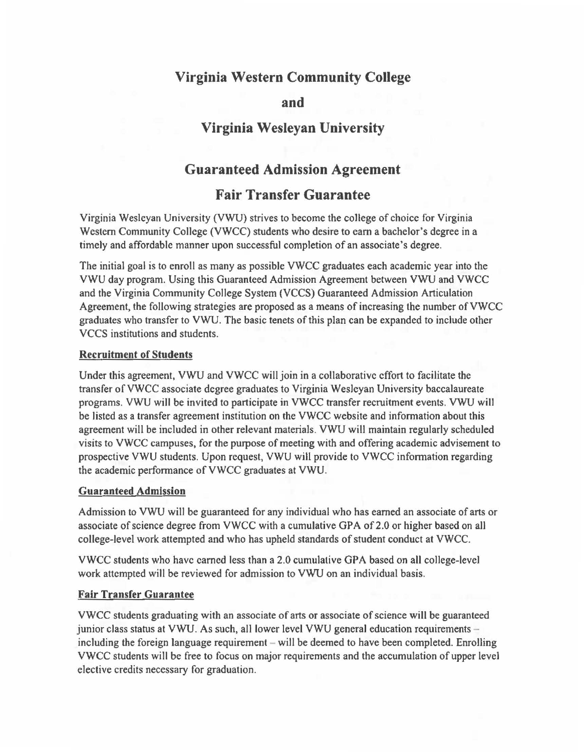# Virginia Western Community College

# and

# Virginia Wesleyan University

## Guaranteed Admission Agreement

## Fair Transfer Guarantee

Virginia Wesleyan University (VWU) strives to become the college of choice for Virginia Western Community College (VWCC) students who desire to earn a bachelor's degree in a timely and affordable manner upon successful completion of an associate's degree.

The initial goal is to enroll as many as possible VWCC graduates each academic year into the VWU day program. Using this Guaranteed Admission Agreement between VWU and VWCC and the Virginia Community College System (VCCS) Guaranteed Admission Articulation Agreement, the following strategies are proposed as a means of increasing the number of VWCC graduates who transfer to VWU. The basic tenets of this plan can be expanded to include other VCCS institutions and students.

### Recruitment of Students

Under this agreement, VWU and VWCC will join in a collaborative effort to facilitate the transfer of VWCC associate degree graduates to Virginia Wesleyan University baccalaureate programs. VWU will be invited to participate in VWCC transfer recruitment events. VWU will be listed as a transfer agreement institution on the VWCC website and information about this agreement will be included in other relevant materials. VWU will maintain regularly scheduled visits to VWCC campuses, for the purpose of meeting with and offering academic advisement to prospective VWU students. Upon request, VWU will provide to VWCC information regarding the academic performance of VWCC graduates at VWU.

### Guaranteed Admission

Admission to VWU will be guaranteed for any individual who has earned an associate of arts or associate of science degree from VWCC with a cumulative GPA of 2.0 or higher based on all college-level work attempted and who has upheld standards of student conduct at VWCC.

VWCC students who have earned less than a 2.0 cumulative GPA based on all college-level work attempted will be reviewed for admission to VWU on an individual basis.

### Fair Transfer Guarantee

VWCC students graduating with an associate of arts or associate of science will be guaranteed junior class status at VWU. As such, all lower level VWU general education requirements – including the foreign language requirement – will be deemed to have been completed. Enrolling VWCC students will be free to focus on major requirements and the accumulation of upper level elective credits necessary for graduation.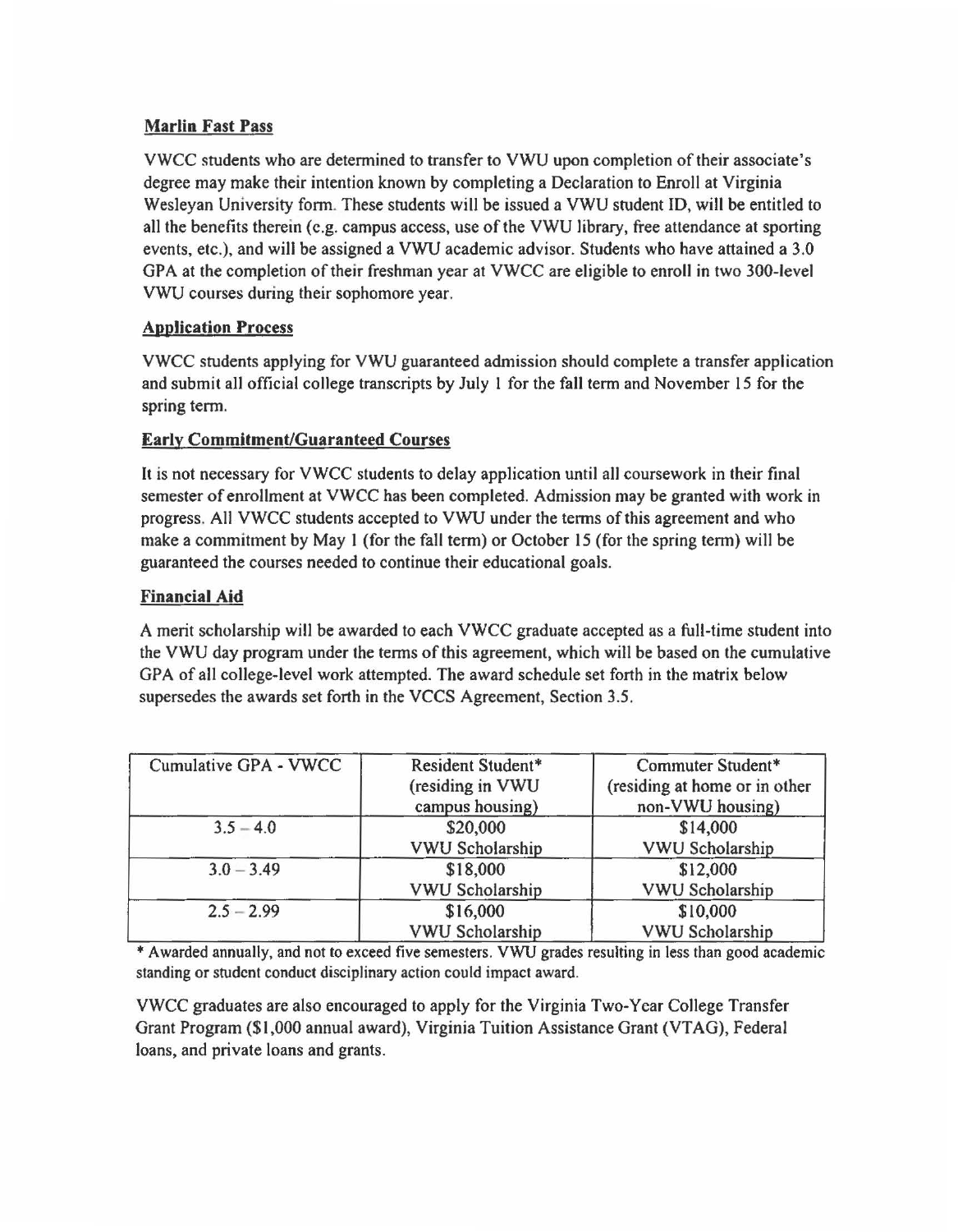## Marlin Fast Pass

VWCC students who are determined to transfer to VWU upon completion of their associate's degree may make their intention known by completing a Declaration to Enroll at Virginia Wesleyan University form. These students will be issued a VWU student ID, will be entitled to all the benefits therein (e.g. campus access, use of the VWU library, free attendance at sporting events, etc.), and will be assigned a VWU academic advisor. Students who have attained a 3.0 GPA at the completion of their freshman year at VWCC are eligible to enroll in two 300-level VWU courses during their sophomore year.

## Application Process

VWCC students applying for VWU guaranteed admission should complete a transfer application and submit all official college transcripts by July 1 for the fall term and November 15 for the spring term.

## Early Commitment/Guaranteed Courses

It is not necessary for VWCC students to delay application until all coursework in their final semester of enrollment at VWCC has been completed. Admission may be granted with work in progress. All VWCC students accepted to VWU under the terms of this agreement and who make a commitment by May 1 (for the fall term) or October 15 (for the spring term) will be guaranteed the courses needed to continue their educational goals.

## Financial Aid

A merit scholarship will be awarded to each VWCC graduate accepted as a full-time student into the VWU day program under the terms of this agreement, which will be based on the cumulative GPA of all college-level work attempted. The award schedule set forth in the matrix below supersedes the awards set forth in the VCCS Agreement, Section 3.5.

| Cumulative GPA - VWCC | Resident Student* (residing in VWU campus housing) | Commuter Student* (residing at home or in other non-VWU housing) |
|---|---|---|
| 3.5 – 4.0 | $20,000 VWU Scholarship | $14,000 VWU Scholarship |
| 3.0 – 3.49 | $18,000 VWU Scholarship | $12,000 VWU Scholarship |
| 2.5 – 2.99 | $16,000 VWU Scholarship | $10,000 VWU Scholarship |

* Awarded annually, and not to exceed five semesters. VWU grades resulting in less than good academic standing or student conduct disciplinary action could impact award.

VWCC graduates are also encouraged to apply for the Virginia Two-Year College Transfer Grant Program ($1,000 annual award), Virginia Tuition Assistance Grant (VTAG), Federal loans, and private loans and grants.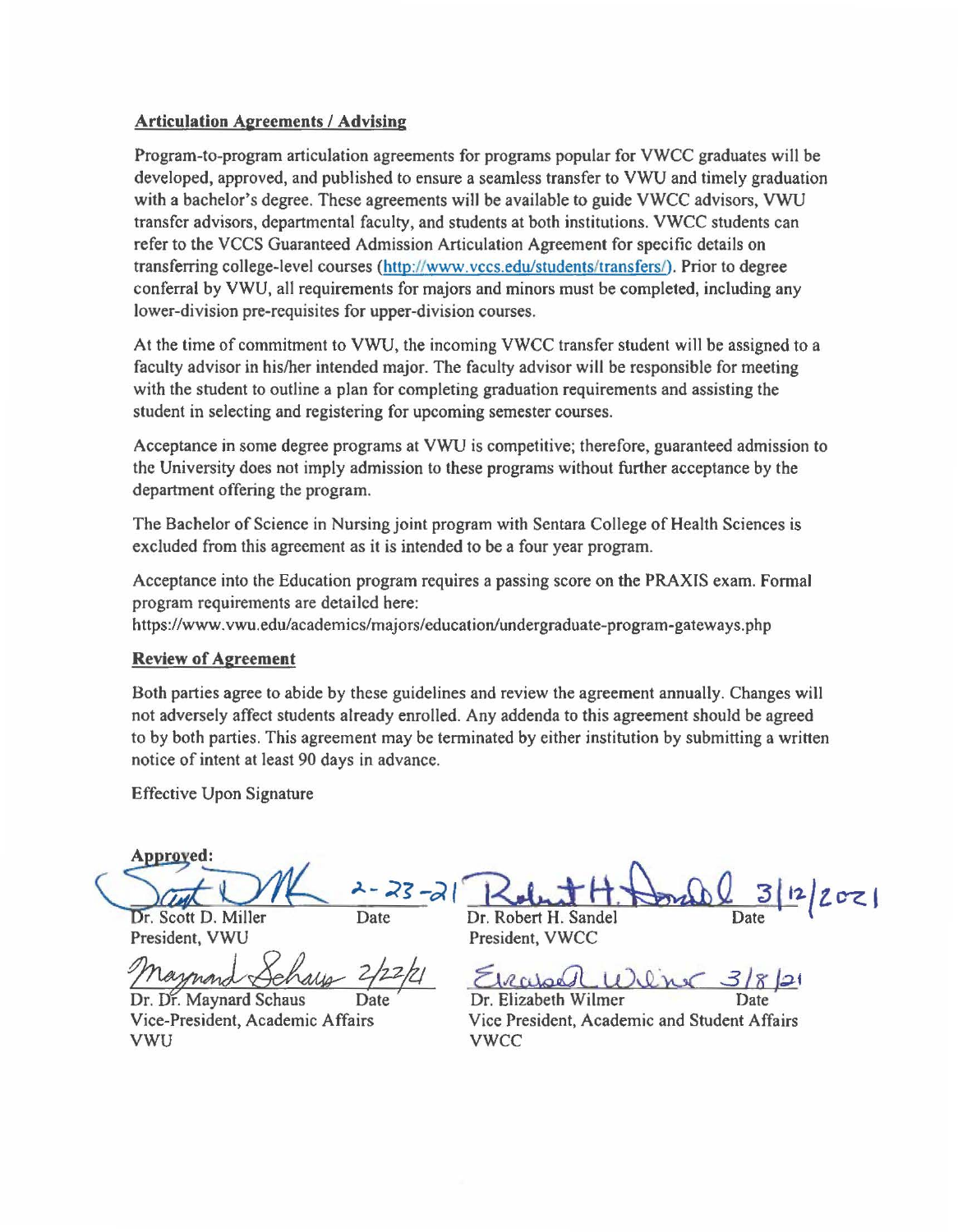**Articulation Agreements / Advising**

Program-to-program articulation agreements for programs popular for VWCC graduates will be developed, approved, and published to ensure a seamless transfer to VWU and timely graduation with a bachelor's degree. These agreements will be available to guide VWCC advisors, VWU transfer advisors, departmental faculty, and students at both institutions. VWCC students can refer to the VCCS Guaranteed Admission Articulation Agreement for specific details on transferring college-level courses (http://www.vccs.edu/students/transfers/). Prior to degree conferral by VWU, all requirements for majors and minors must be completed, including any lower-division pre-requisites for upper-division courses.

At the time of commitment to VWU, the incoming VWCC transfer student will be assigned to a faculty advisor in his/her intended major. The faculty advisor will be responsible for meeting with the student to outline a plan for completing graduation requirements and assisting the student in selecting and registering for upcoming semester courses.

Acceptance in some degree programs at VWU is competitive; therefore, guaranteed admission to the University does not imply admission to these programs without further acceptance by the department offering the program.

The Bachelor of Science in Nursing joint program with Sentara College of Health Sciences is excluded from this agreement as it is intended to be a four year program.

Acceptance into the Education program requires a passing score on the PRAXIS exam. Formal program requirements are detailed here:
https://www.vwu.edu/academics/majors/education/undergraduate-program-gateways.php

**Review of Agreement**

Both parties agree to abide by these guidelines and review the agreement annually. Changes will not adversely affect students already enrolled. Any addenda to this agreement should be agreed to by both parties. This agreement may be terminated by either institution by submitting a written notice of intent at least 90 days in advance.

Effective Upon Signature

**Approved:**

| | | | |
|---|---|---|---|
| *[signature]* | 2-23-21 | *[signature]* | 3/12/2021 |
| Dr. Scott D. Miller<br>President, VWU | Date | Dr. Robert H. Sandel<br>President, VWCC | Date |
| *[signature]* | 2/22/21 | *[signature]* | 3/8/21 |
| Dr. Dr. Maynard Schaus<br>Vice-President, Academic Affairs<br>VWU | Date | Dr. Elizabeth Wilmer<br>Vice President, Academic and Student Affairs<br>VWCC | Date |